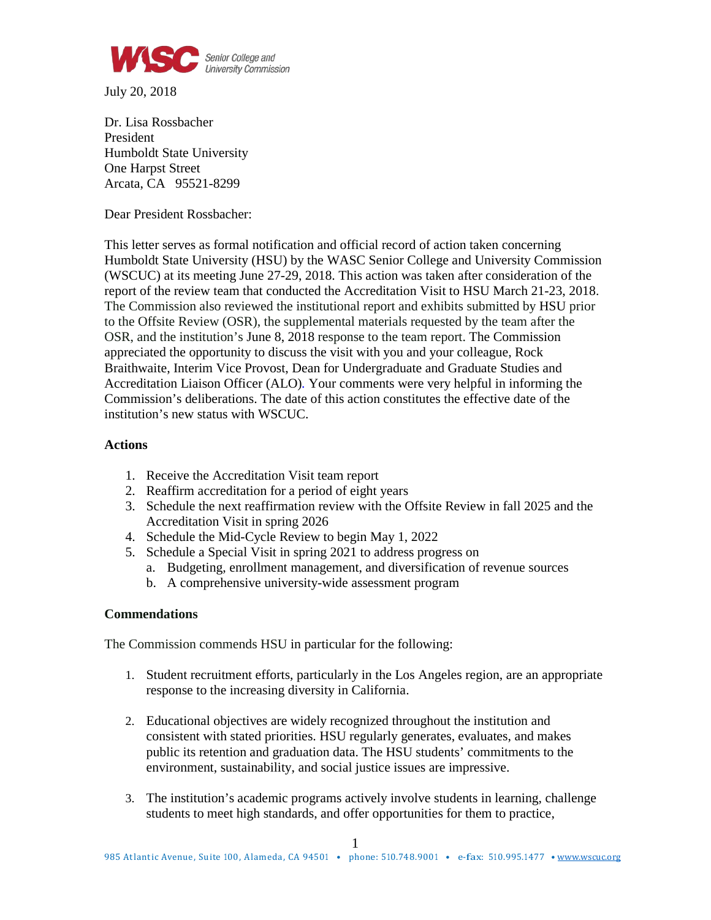WASC Senior College and University Commission

July 20, 2018

Dr. Lisa Rossbacher
President
Humboldt State University
One Harpst Street
Arcata, CA 95521-8299

Dear President Rossbacher:

This letter serves as formal notification and official record of action taken concerning Humboldt State University (HSU) by the WASC Senior College and University Commission (WSCUC) at its meeting June 27-29, 2018. This action was taken after consideration of the report of the review team that conducted the Accreditation Visit to HSU March 21-23, 2018. The Commission also reviewed the institutional report and exhibits submitted by HSU prior to the Offsite Review (OSR), the supplemental materials requested by the team after the OSR, and the institution's June 8, 2018 response to the team report. The Commission appreciated the opportunity to discuss the visit with you and your colleague, Rock Braithwaite, Interim Vice Provost, Dean for Undergraduate and Graduate Studies and Accreditation Liaison Officer (ALO). Your comments were very helpful in informing the Commission's deliberations. The date of this action constitutes the effective date of the institution's new status with WSCUC.

**Actions**

1. Receive the Accreditation Visit team report
2. Reaffirm accreditation for a period of eight years
3. Schedule the next reaffirmation review with the Offsite Review in fall 2025 and the Accreditation Visit in spring 2026
4. Schedule the Mid-Cycle Review to begin May 1, 2022
5. Schedule a Special Visit in spring 2021 to address progress on
   a. Budgeting, enrollment management, and diversification of revenue sources
   b. A comprehensive university-wide assessment program

**Commendations**

The Commission commends HSU in particular for the following:

1. Student recruitment efforts, particularly in the Los Angeles region, are an appropriate response to the increasing diversity in California.

2. Educational objectives are widely recognized throughout the institution and consistent with stated priorities. HSU regularly generates, evaluates, and makes public its retention and graduation data. The HSU students' commitments to the environment, sustainability, and social justice issues are impressive.

3. The institution's academic programs actively involve students in learning, challenge students to meet high standards, and offer opportunities for them to practice,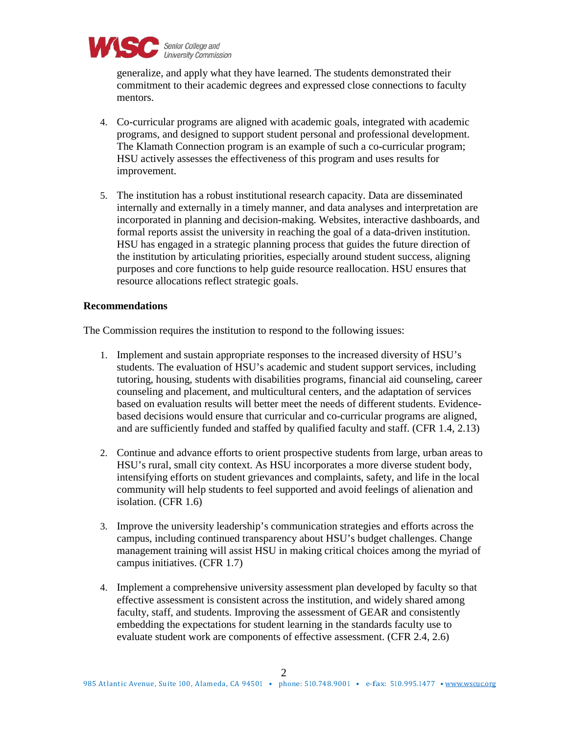generalize, and apply what they have learned. The students demonstrated their commitment to their academic degrees and expressed close connections to faculty mentors.

4. Co-curricular programs are aligned with academic goals, integrated with academic programs, and designed to support student personal and professional development. The Klamath Connection program is an example of such a co-curricular program; HSU actively assesses the effectiveness of this program and uses results for improvement.

5. The institution has a robust institutional research capacity. Data are disseminated internally and externally in a timely manner, and data analyses and interpretation are incorporated in planning and decision-making. Websites, interactive dashboards, and formal reports assist the university in reaching the goal of a data-driven institution. HSU has engaged in a strategic planning process that guides the future direction of the institution by articulating priorities, especially around student success, aligning purposes and core functions to help guide resource reallocation. HSU ensures that resource allocations reflect strategic goals.

**Recommendations**

The Commission requires the institution to respond to the following issues:

1. Implement and sustain appropriate responses to the increased diversity of HSU's students. The evaluation of HSU's academic and student support services, including tutoring, housing, students with disabilities programs, financial aid counseling, career counseling and placement, and multicultural centers, and the adaptation of services based on evaluation results will better meet the needs of different students. Evidence-based decisions would ensure that curricular and co-curricular programs are aligned, and are sufficiently funded and staffed by qualified faculty and staff. (CFR 1.4, 2.13)

2. Continue and advance efforts to orient prospective students from large, urban areas to HSU's rural, small city context. As HSU incorporates a more diverse student body, intensifying efforts on student grievances and complaints, safety, and life in the local community will help students to feel supported and avoid feelings of alienation and isolation. (CFR 1.6)

3. Improve the university leadership's communication strategies and efforts across the campus, including continued transparency about HSU's budget challenges. Change management training will assist HSU in making critical choices among the myriad of campus initiatives. (CFR 1.7)

4. Implement a comprehensive university assessment plan developed by faculty so that effective assessment is consistent across the institution, and widely shared among faculty, staff, and students. Improving the assessment of GEAR and consistently embedding the expectations for student learning in the standards faculty use to evaluate student work are components of effective assessment. (CFR 2.4, 2.6)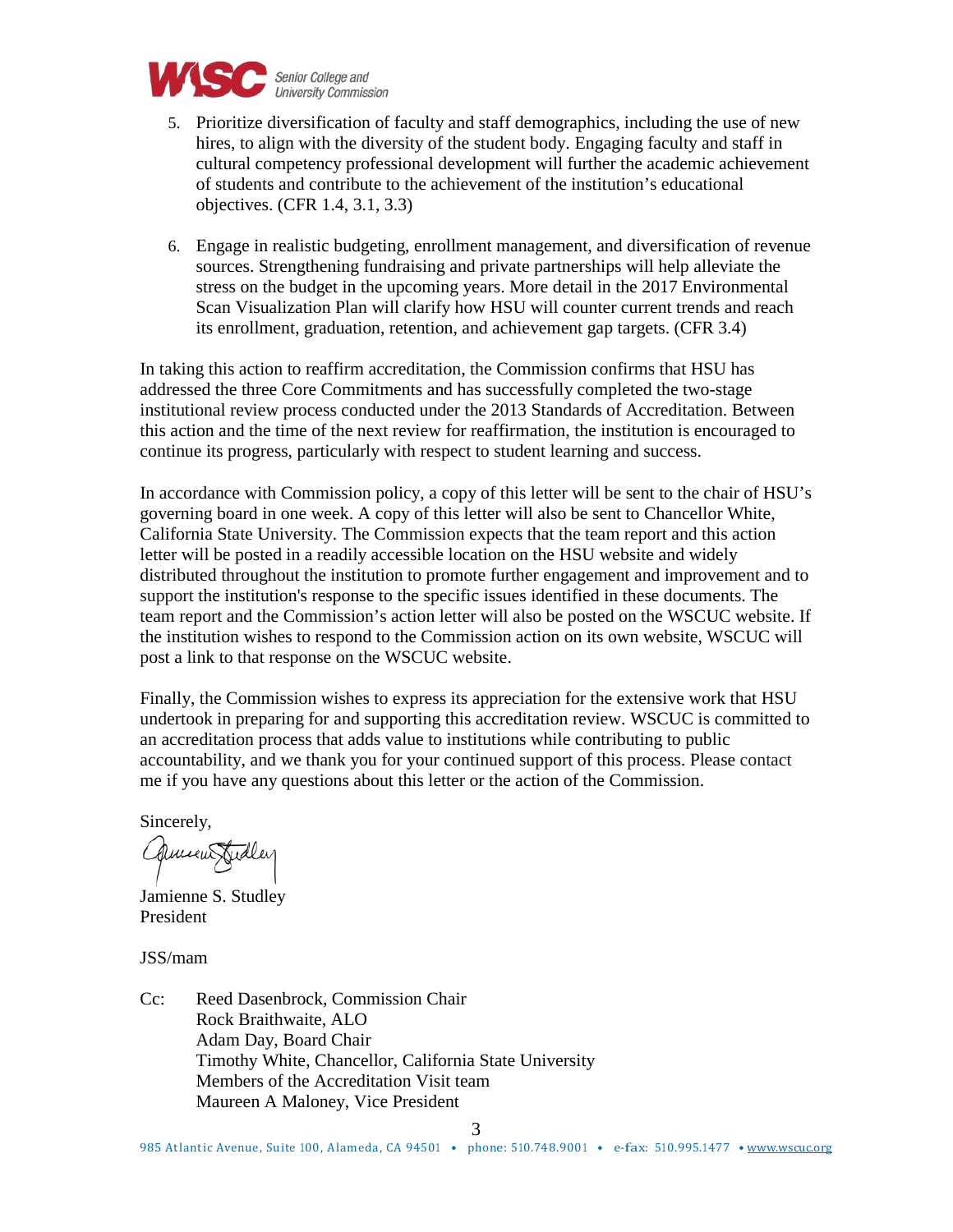5. Prioritize diversification of faculty and staff demographics, including the use of new hires, to align with the diversity of the student body. Engaging faculty and staff in cultural competency professional development will further the academic achievement of students and contribute to the achievement of the institution's educational objectives. (CFR 1.4, 3.1, 3.3)

6. Engage in realistic budgeting, enrollment management, and diversification of revenue sources. Strengthening fundraising and private partnerships will help alleviate the stress on the budget in the upcoming years. More detail in the 2017 Environmental Scan Visualization Plan will clarify how HSU will counter current trends and reach its enrollment, graduation, retention, and achievement gap targets. (CFR 3.4)

In taking this action to reaffirm accreditation, the Commission confirms that HSU has addressed the three Core Commitments and has successfully completed the two-stage institutional review process conducted under the 2013 Standards of Accreditation. Between this action and the time of the next review for reaffirmation, the institution is encouraged to continue its progress, particularly with respect to student learning and success.

In accordance with Commission policy, a copy of this letter will be sent to the chair of HSU's governing board in one week. A copy of this letter will also be sent to Chancellor White, California State University. The Commission expects that the team report and this action letter will be posted in a readily accessible location on the HSU website and widely distributed throughout the institution to promote further engagement and improvement and to support the institution's response to the specific issues identified in these documents. The team report and the Commission's action letter will also be posted on the WSCUC website. If the institution wishes to respond to the Commission action on its own website, WSCUC will post a link to that response on the WSCUC website.

Finally, the Commission wishes to express its appreciation for the extensive work that HSU undertook in preparing for and supporting this accreditation review. WSCUC is committed to an accreditation process that adds value to institutions while contributing to public accountability, and we thank you for your continued support of this process. Please contact me if you have any questions about this letter or the action of the Commission.

Sincerely,

Jamienne S. Studley
President

JSS/mam

Cc: Reed Dasenbrock, Commission Chair
Rock Braithwaite, ALO
Adam Day, Board Chair
Timothy White, Chancellor, California State University
Members of the Accreditation Visit team
Maureen A Maloney, Vice President